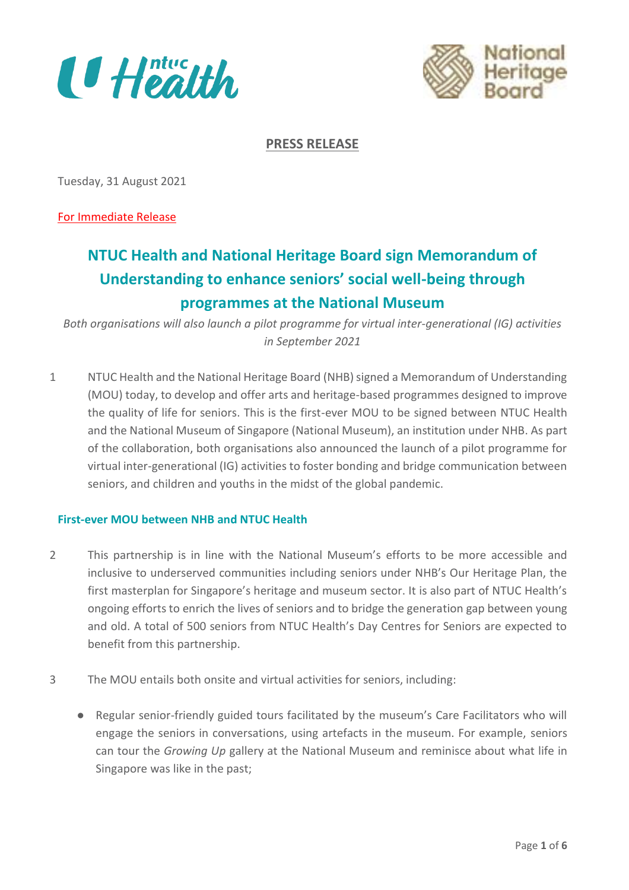**PRESS RELEASE**

Tuesday, 31 August 2021

For Immediate Release

# NTUC Health and National Heritage Board sign Memorandum of Understanding to enhance seniors' social well-being through programmes at the National Museum

*Both organisations will also launch a pilot programme for virtual inter-generational (IG) activities in September 2021*

1 NTUC Health and the National Heritage Board (NHB) signed a Memorandum of Understanding (MOU) today, to develop and offer arts and heritage-based programmes designed to improve the quality of life for seniors. This is the first-ever MOU to be signed between NTUC Health and the National Museum of Singapore (National Museum), an institution under NHB. As part of the collaboration, both organisations also announced the launch of a pilot programme for virtual inter-generational (IG) activities to foster bonding and bridge communication between seniors, and children and youths in the midst of the global pandemic.

## First-ever MOU between NHB and NTUC Health

2 This partnership is in line with the National Museum's efforts to be more accessible and inclusive to underserved communities including seniors under NHB's Our Heritage Plan, the first masterplan for Singapore's heritage and museum sector. It is also part of NTUC Health's ongoing efforts to enrich the lives of seniors and to bridge the generation gap between young and old. A total of 500 seniors from NTUC Health's Day Centres for Seniors are expected to benefit from this partnership.

3 The MOU entails both onsite and virtual activities for seniors, including:

- Regular senior-friendly guided tours facilitated by the museum's Care Facilitators who will engage the seniors in conversations, using artefacts in the museum. For example, seniors can tour the *Growing Up* gallery at the National Museum and reminisce about what life in Singapore was like in the past;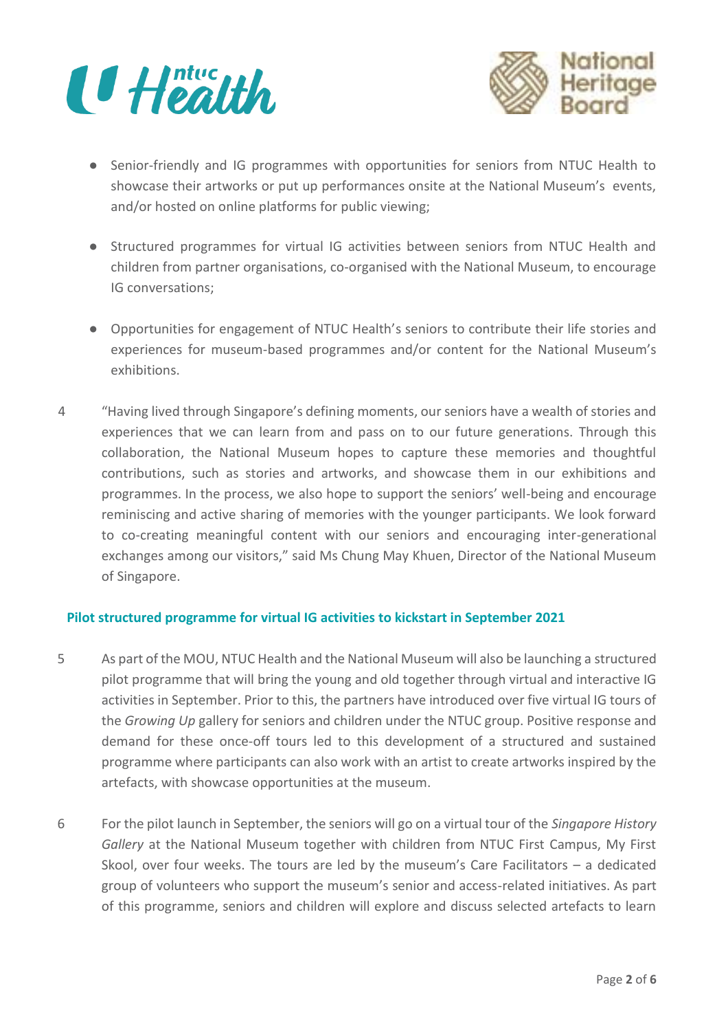- Senior-friendly and IG programmes with opportunities for seniors from NTUC Health to showcase their artworks or put up performances onsite at the National Museum's events, and/or hosted on online platforms for public viewing;

- Structured programmes for virtual IG activities between seniors from NTUC Health and children from partner organisations, co-organised with the National Museum, to encourage IG conversations;

- Opportunities for engagement of NTUC Health's seniors to contribute their life stories and experiences for museum-based programmes and/or content for the National Museum's exhibitions.

4 "Having lived through Singapore's defining moments, our seniors have a wealth of stories and experiences that we can learn from and pass on to our future generations. Through this collaboration, the National Museum hopes to capture these memories and thoughtful contributions, such as stories and artworks, and showcase them in our exhibitions and programmes. In the process, we also hope to support the seniors' well-being and encourage reminiscing and active sharing of memories with the younger participants. We look forward to co-creating meaningful content with our seniors and encouraging inter-generational exchanges among our visitors," said Ms Chung May Khuen, Director of the National Museum of Singapore.

**Pilot structured programme for virtual IG activities to kickstart in September 2021**

5 As part of the MOU, NTUC Health and the National Museum will also be launching a structured pilot programme that will bring the young and old together through virtual and interactive IG activities in September. Prior to this, the partners have introduced over five virtual IG tours of the *Growing Up* gallery for seniors and children under the NTUC group. Positive response and demand for these once-off tours led to this development of a structured and sustained programme where participants can also work with an artist to create artworks inspired by the artefacts, with showcase opportunities at the museum.

6 For the pilot launch in September, the seniors will go on a virtual tour of the *Singapore History Gallery* at the National Museum together with children from NTUC First Campus, My First Skool, over four weeks. The tours are led by the museum's Care Facilitators – a dedicated group of volunteers who support the museum's senior and access-related initiatives. As part of this programme, seniors and children will explore and discuss selected artefacts to learn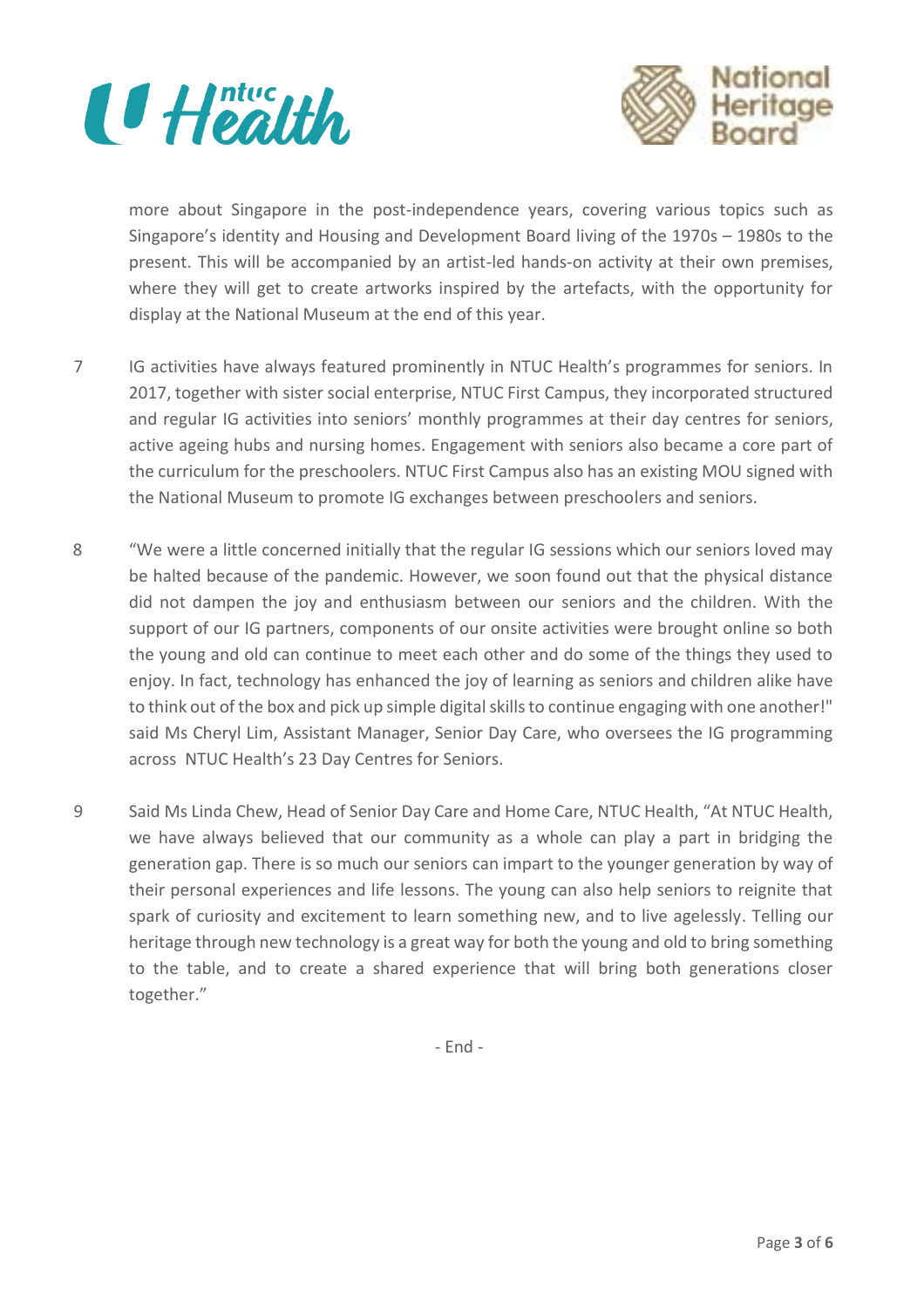more about Singapore in the post-independence years, covering various topics such as Singapore's identity and Housing and Development Board living of the 1970s – 1980s to the present. This will be accompanied by an artist-led hands-on activity at their own premises, where they will get to create artworks inspired by the artefacts, with the opportunity for display at the National Museum at the end of this year.

7 IG activities have always featured prominently in NTUC Health's programmes for seniors. In 2017, together with sister social enterprise, NTUC First Campus, they incorporated structured and regular IG activities into seniors' monthly programmes at their day centres for seniors, active ageing hubs and nursing homes. Engagement with seniors also became a core part of the curriculum for the preschoolers. NTUC First Campus also has an existing MOU signed with the National Museum to promote IG exchanges between preschoolers and seniors.

8 "We were a little concerned initially that the regular IG sessions which our seniors loved may be halted because of the pandemic. However, we soon found out that the physical distance did not dampen the joy and enthusiasm between our seniors and the children. With the support of our IG partners, components of our onsite activities were brought online so both the young and old can continue to meet each other and do some of the things they used to enjoy. In fact, technology has enhanced the joy of learning as seniors and children alike have to think out of the box and pick up simple digital skills to continue engaging with one another!" said Ms Cheryl Lim, Assistant Manager, Senior Day Care, who oversees the IG programming across NTUC Health's 23 Day Centres for Seniors.

9 Said Ms Linda Chew, Head of Senior Day Care and Home Care, NTUC Health, "At NTUC Health, we have always believed that our community as a whole can play a part in bridging the generation gap. There is so much our seniors can impart to the younger generation by way of their personal experiences and life lessons. The young can also help seniors to reignite that spark of curiosity and excitement to learn something new, and to live agelessly. Telling our heritage through new technology is a great way for both the young and old to bring something to the table, and to create a shared experience that will bring both generations closer together."

- End -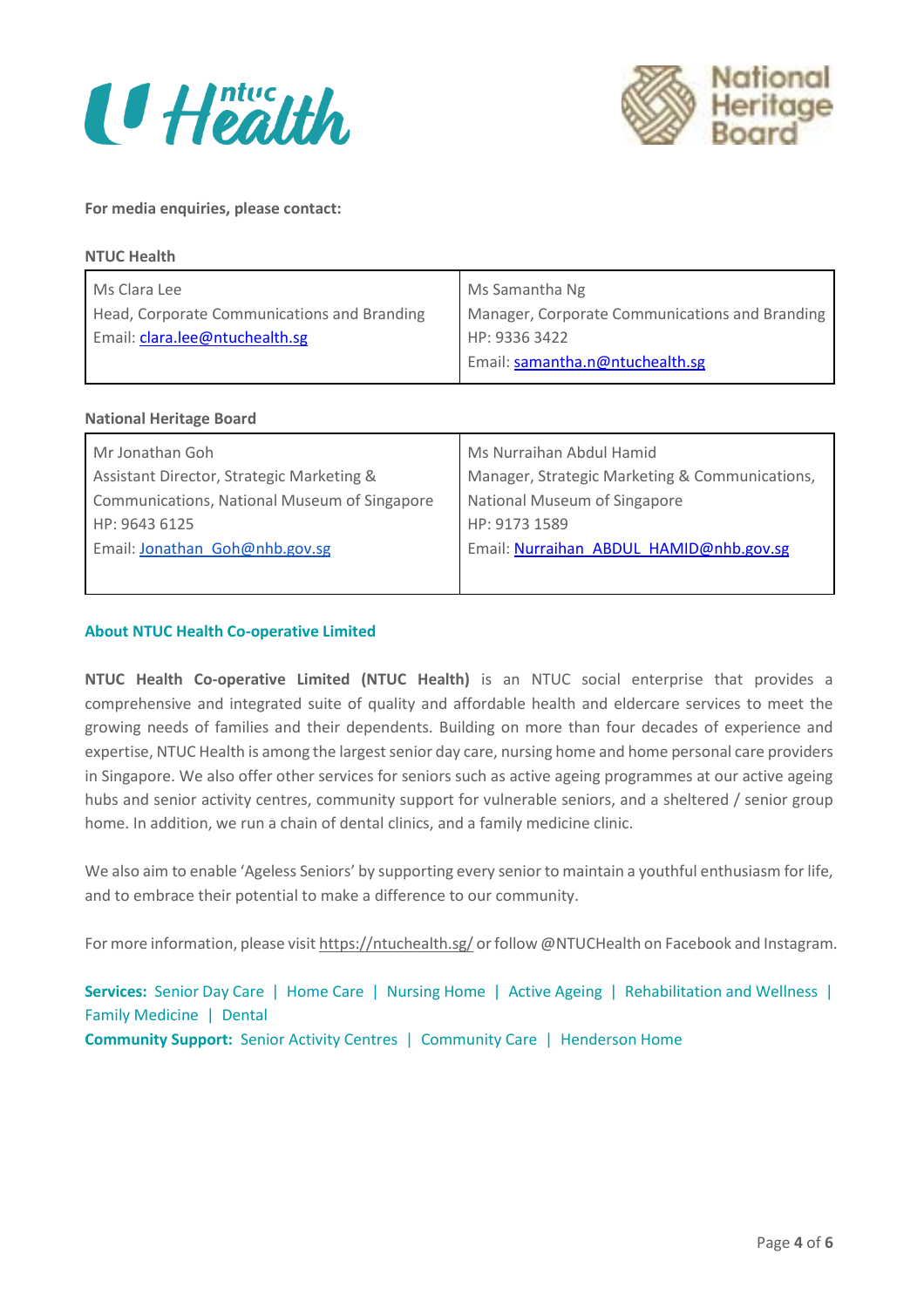**For media enquiries, please contact:**

**NTUC Health**

| | |
|---|---|
| Ms Clara Lee<br>Head, Corporate Communications and Branding<br>Email: clara.lee@ntuchealth.sg | Ms Samantha Ng<br>Manager, Corporate Communications and Branding<br>HP: 9336 3422<br>Email: samantha.n@ntuchealth.sg |

**National Heritage Board**

| | |
|---|---|
| Mr Jonathan Goh<br>Assistant Director, Strategic Marketing & Communications, National Museum of Singapore<br>HP: 9643 6125<br>Email: Jonathan_Goh@nhb.gov.sg | Ms Nurraihan Abdul Hamid<br>Manager, Strategic Marketing & Communications, National Museum of Singapore<br>HP: 9173 1589<br>Email: Nurraihan_ABDUL_HAMID@nhb.gov.sg |

## About NTUC Health Co-operative Limited

**NTUC Health Co-operative Limited (NTUC Health)** is an NTUC social enterprise that provides a comprehensive and integrated suite of quality and affordable health and eldercare services to meet the growing needs of families and their dependents. Building on more than four decades of experience and expertise, NTUC Health is among the largest senior day care, nursing home and home personal care providers in Singapore. We also offer other services for seniors such as active ageing programmes at our active ageing hubs and senior activity centres, community support for vulnerable seniors, and a sheltered / senior group home. In addition, we run a chain of dental clinics, and a family medicine clinic.

We also aim to enable 'Ageless Seniors' by supporting every senior to maintain a youthful enthusiasm for life, and to embrace their potential to make a difference to our community.

For more information, please visit https://ntuchealth.sg/ or follow @NTUCHealth on Facebook and Instagram.

**Services:** Senior Day Care | Home Care | Nursing Home | Active Ageing | Rehabilitation and Wellness | Family Medicine | Dental
**Community Support:** Senior Activity Centres | Community Care | Henderson Home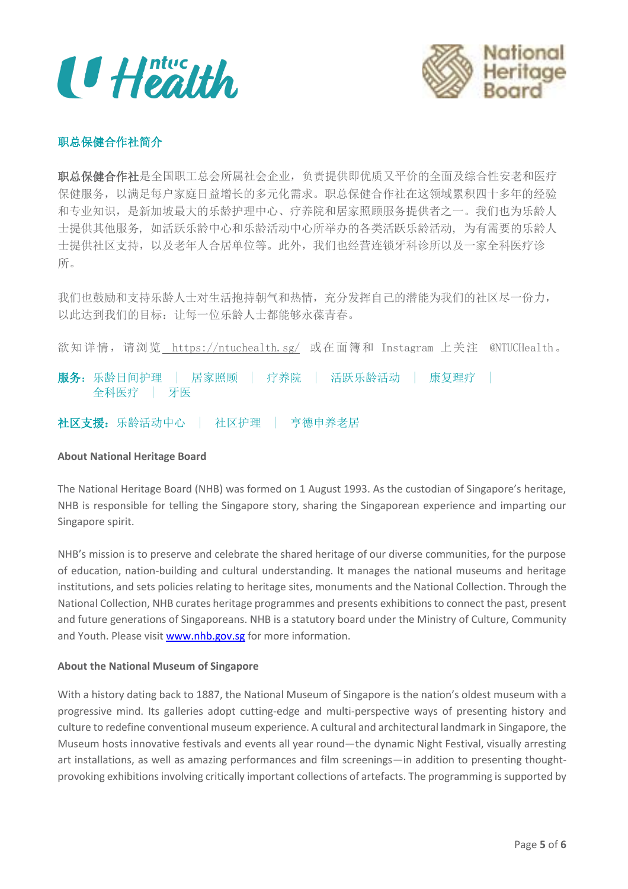## 职总保健合作社简介

**职总保健合作社**是全国职工总会所属社会企业，负责提供即优质又平价的全面及综合性安老和医疗保健服务，以满足每户家庭日益增长的多元化需求。职总保健合作社在这领域累积四十多年的经验和专业知识，是新加坡最大的乐龄护理中心、疗养院和居家照顾服务提供者之一。我们也为乐龄人士提供其他服务， 如活跃乐龄中心和乐龄活动中心所举办的各类活跃乐龄活动， 为有需要的乐龄人士提供社区支持，以及老年人合居单位等。此外，我们也经营连锁牙科诊所以及一家全科医疗诊所。

我们也鼓励和支持乐龄人士对生活抱持朝气和热情，充分发挥自己的潜能为我们的社区尽一份力，以此达到我们的目标：让每一位乐龄人士都能够永葆青春。

欲知详情，请浏览 https://ntuchealth.sg/ 或在面簿和 Instagram 上关注 @NTUCHealth。

**服务：**乐龄日间护理 | 居家照顾 | 疗养院 | 活跃乐龄活动 | 康复理疗 | 全科医疗 | 牙医

**社区支援：**乐龄活动中心 | 社区护理 | 亨德申养老居

**About National Heritage Board**

The National Heritage Board (NHB) was formed on 1 August 1993. As the custodian of Singapore's heritage, NHB is responsible for telling the Singapore story, sharing the Singaporean experience and imparting our Singapore spirit.

NHB's mission is to preserve and celebrate the shared heritage of our diverse communities, for the purpose of education, nation-building and cultural understanding. It manages the national museums and heritage institutions, and sets policies relating to heritage sites, monuments and the National Collection. Through the National Collection, NHB curates heritage programmes and presents exhibitions to connect the past, present and future generations of Singaporeans. NHB is a statutory board under the Ministry of Culture, Community and Youth. Please visit [www.nhb.gov.sg](http://www.nhb.gov.sg) for more information.

**About the National Museum of Singapore**

With a history dating back to 1887, the National Museum of Singapore is the nation's oldest museum with a progressive mind. Its galleries adopt cutting-edge and multi-perspective ways of presenting history and culture to redefine conventional museum experience. A cultural and architectural landmark in Singapore, the Museum hosts innovative festivals and events all year round—the dynamic Night Festival, visually arresting art installations, as well as amazing performances and film screenings—in addition to presenting thought-provoking exhibitions involving critically important collections of artefacts. The programming is supported by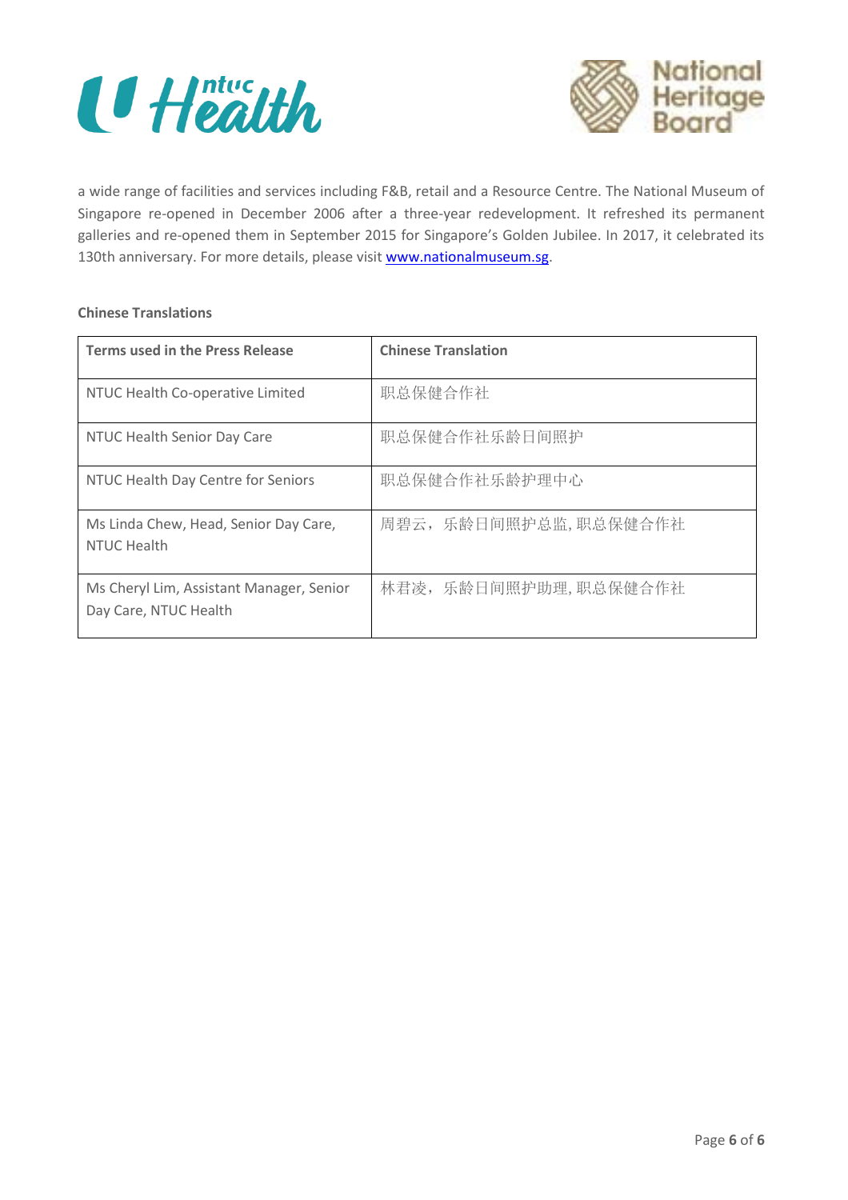a wide range of facilities and services including F&B, retail and a Resource Centre. The National Museum of Singapore re-opened in December 2006 after a three-year redevelopment. It refreshed its permanent galleries and re-opened them in September 2015 for Singapore's Golden Jubilee. In 2017, it celebrated its 130th anniversary. For more details, please visit [www.nationalmuseum.sg](http://www.nationalmuseum.sg).

**Chinese Translations**

| Terms used in the Press Release | Chinese Translation |
|---|---|
| NTUC Health Co-operative Limited | 职总保健合作社 |
| NTUC Health Senior Day Care | 职总保健合作社乐龄日间照护 |
| NTUC Health Day Centre for Seniors | 职总保健合作社乐龄护理中心 |
| Ms Linda Chew, Head, Senior Day Care, NTUC Health | 周碧云，乐龄日间照护总监, 职总保健合作社 |
| Ms Cheryl Lim, Assistant Manager, Senior Day Care, NTUC Health | 林君凌，乐龄日间照护助理, 职总保健合作社 |